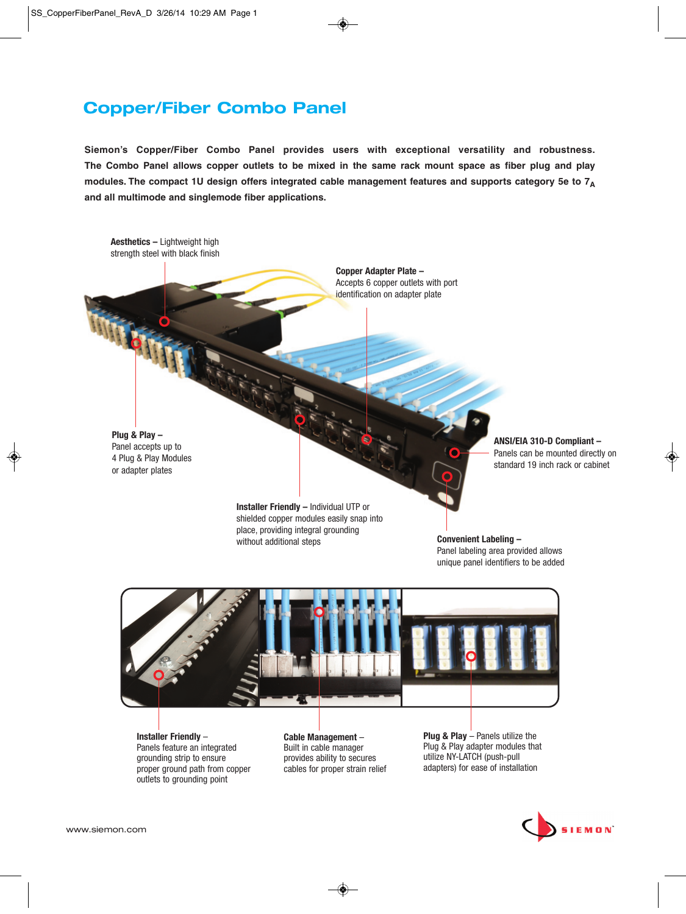# Copper/Fiber Combo Panel

**Siemon's Copper/Fiber Combo Panel provides users with exceptional versatility and robustness. The Combo Panel allows copper outlets to be mixed in the same rack mount space as fiber plug and play modules. The compact 1U design offers integrated cable management features and supports category 5e to $7_A$ and all multimode and singlemode fiber applications.**

**Aesthetics –** Lightweight high strength steel with black finish

**Copper Adapter Plate –** Accepts 6 copper outlets with port identification on adapter plate

**Plug & Play –** Panel accepts up to 4 Plug & Play Modules or adapter plates

**ANSI/EIA 310-D Compliant –** Panels can be mounted directly on standard 19 inch rack or cabinet

**Installer Friendly –** Individual UTP or shielded copper modules easily snap into place, providing integral grounding without additional steps

**Convenient Labeling –** Panel labeling area provided allows unique panel identifiers to be added

**Installer Friendly –** Panels feature an integrated grounding strip to ensure proper ground path from copper outlets to grounding point

**Cable Management –** Built in cable manager provides ability to secures cables for proper strain relief

**Plug & Play –** Panels utilize the Plug & Play adapter modules that utilize NY-LATCH (push-pull adapters) for ease of installation

www.siemon.com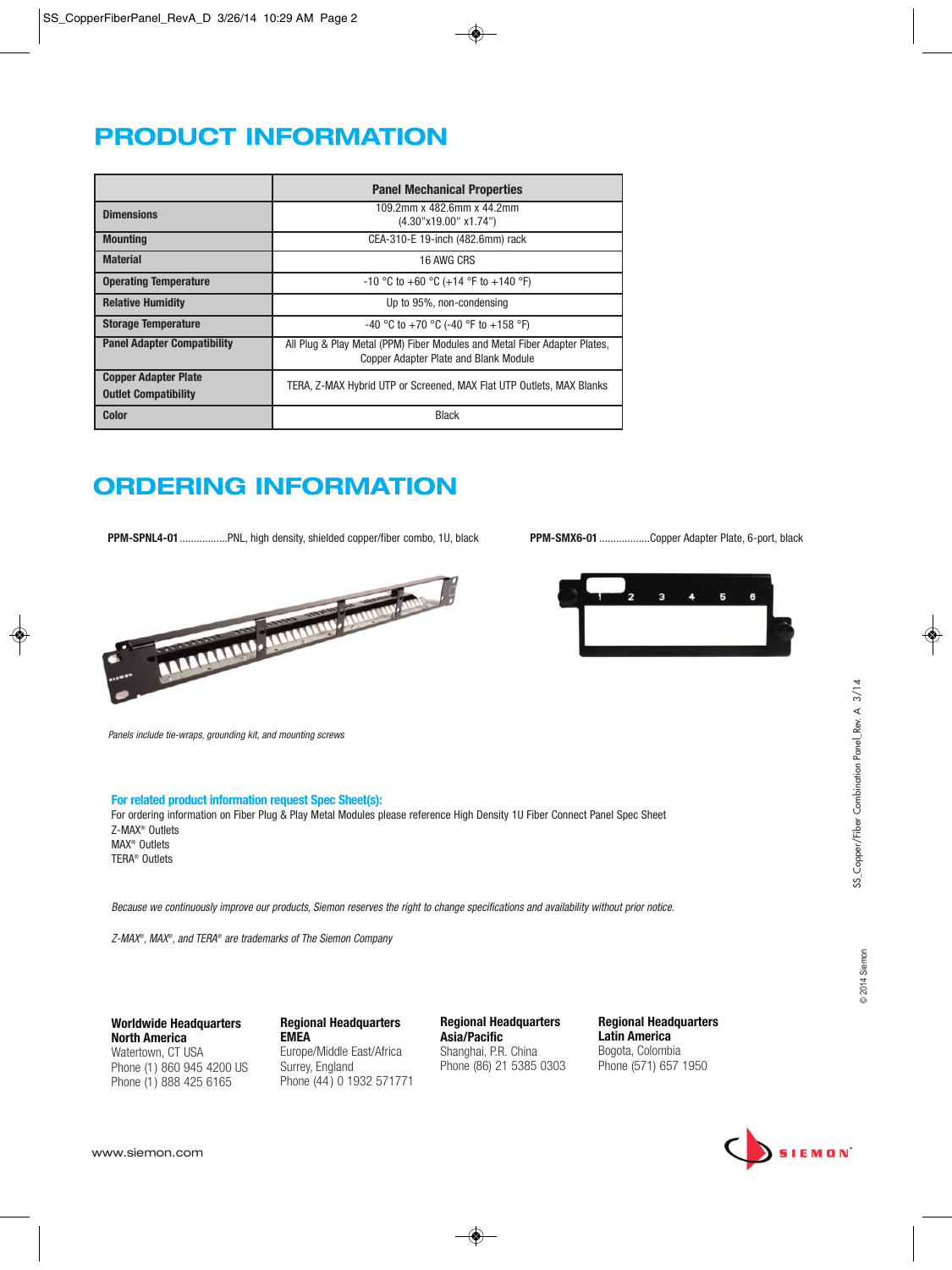# PRODUCT INFORMATION

| | Panel Mechanical Properties |
|---|---|
| **Dimensions** | 109.2mm x 482.6mm x 44.2mm (4.30"x19.00" x1.74") |
| **Mounting** | CEA-310-E 19-inch (482.6mm) rack |
| **Material** | 16 AWG CRS |
| **Operating Temperature** | -10 °C to +60 °C (+14 °F to +140 °F) |
| **Relative Humidity** | Up to 95%, non-condensing |
| **Storage Temperature** | -40 °C to +70 °C (-40 °F to +158 °F) |
| **Panel Adapter Compatibility** | All Plug & Play Metal (PPM) Fiber Modules and Metal Fiber Adapter Plates, Copper Adapter Plate and Blank Module |
| **Copper Adapter Plate Outlet Compatibility** | TERA, Z-MAX Hybrid UTP or Screened, MAX Flat UTP Outlets, MAX Blanks |
| **Color** | Black |

# ORDERING INFORMATION

**PPM-SPNL4-01** ................PNL, high density, shielded copper/fiber combo, 1U, black

**PPM-SMX6-01** .................Copper Adapter Plate, 6-port, black

*Panels include tie-wraps, grounding kit, and mounting screws*

**For related product information request Spec Sheet(s):**

For ordering information on Fiber Plug & Play Metal Modules please reference High Density 1U Fiber Connect Panel Spec Sheet

Z-MAX® Outlets

MAX® Outlets

TERA® Outlets

*Because we continuously improve our products, Siemon reserves the right to change specifications and availability without prior notice.*

*Z-MAX®, MAX®, and TERA® are trademarks of The Siemon Company*

**Worldwide Headquarters**
**North America**
Watertown, CT USA
Phone (1) 860 945 4200 US
Phone (1) 888 425 6165

**Regional Headquarters**
**EMEA**
Europe/Middle East/Africa
Surrey, England
Phone (44) 0 1932 571771

**Regional Headquarters**
**Asia/Pacific**
Shanghai, P.R. China
Phone (86) 21 5385 0303

**Regional Headquarters**
**Latin America**
Bogota, Colombia
Phone (571) 657 1950

www.siemon.com

SS_Copper/Fiber Combination Panel_Rev. A 3/14

© 2014 Siemon